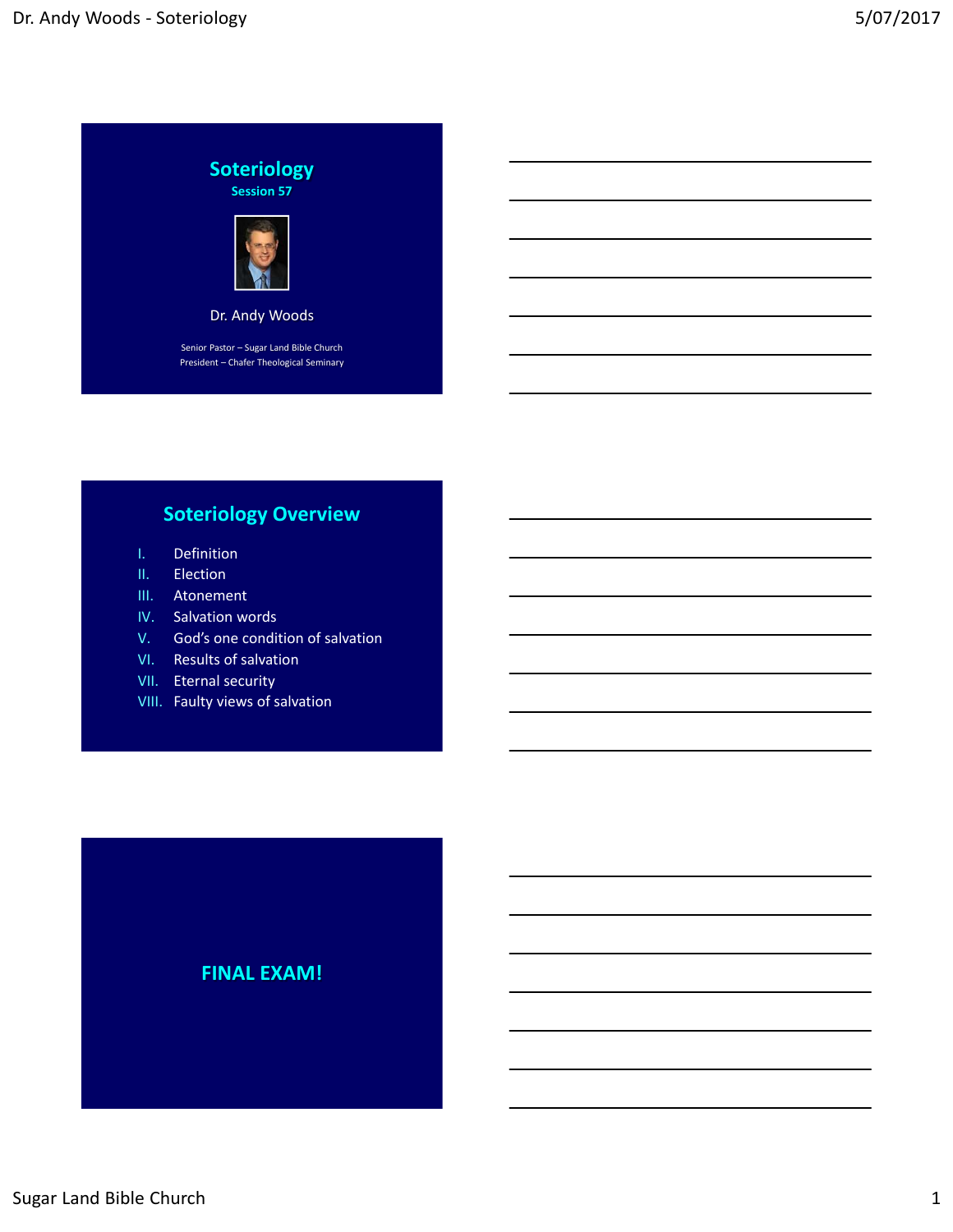# Soteriology

## Session 57

Dr. Andy Woods

Senior Pastor – Sugar Land Bible Church
President – Chafer Theological Seminary

## Soteriology Overview

I. Definition
II. Election
III. Atonement
IV. Salvation words
V. God's one condition of salvation
VI. Results of salvation
VII. Eternal security
VIII. Faulty views of salvation

## FINAL EXAM!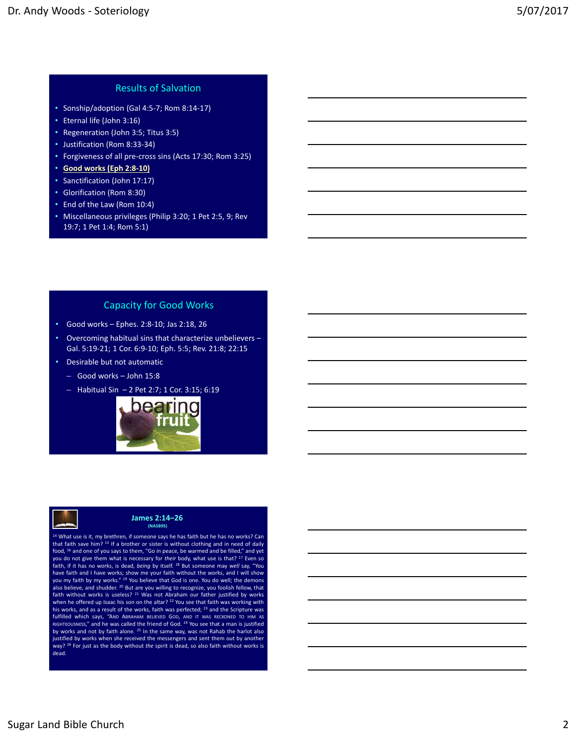## Results of Salvation

- Sonship/adoption (Gal 4:5-7; Rom 8:14-17)
- Eternal life (John 3:16)
- Regeneration (John 3:5; Titus 3:5)
- Justification (Rom 8:33-34)
- Forgiveness of all pre-cross sins (Acts 17:30; Rom 3:25)
- **Good works (Eph 2:8-10)**
- Sanctification (John 17:17)
- Glorification (Rom 8:30)
- End of the Law (Rom 10:4)
- Miscellaneous privileges (Philip 3:20; 1 Pet 2:5, 9; Rev 19:7; 1 Pet 1:4; Rom 5:1)

## Capacity for Good Works

- Good works – Ephes. 2:8-10; Jas 2:18, 26
- Overcoming habitual sins that characterize unbelievers – Gal. 5:19-21; 1 Cor. 6:9-10; Eph. 5:5; Rev. 21:8; 22:15
- Desirable but not automatic
  - Good works – John 15:8
  - Habitual Sin – 2 Pet 2:7; 1 Cor. 3:15; 6:19

## James 2:14–26

(NASB95)

[14] What use is it, my brethren, if someone says he has faith but he has no works? Can that faith save him? [15] If a brother or sister is without clothing and in need of daily food, [16] and one of you says to them, "Go in peace, be warmed and be filled," and yet you do not give them what is necessary for *their* body, what use is that? [17] Even so faith, if it has no works, is dead, *being* by itself. [18] But someone may *well* say, "You have faith and I have works; show me your faith without the works, and I will show you my faith by my works." [19] You believe that God is one. You do well; the demons also believe, and shudder. [20] But are you willing to recognize, you foolish fellow, that faith without works is useless? [21] Was not Abraham our father justified by works when he offered up Isaac his son on the altar? [22] You see that faith was working with his works, and as a result of the works, faith was perfected; [23] and the Scripture was fulfilled which says, "AND ABRAHAM BELIEVED GOD, AND IT WAS RECKONED TO HIM AS RIGHTEOUSNESS," and he was called the friend of God. [24] You see that a man is justified by works and not by faith alone. [25] In the same way, was not Rahab the harlot also justified by works when she received the messengers and sent them out by another way? [26] For just as the body without *the* spirit is dead, so also faith without works is dead.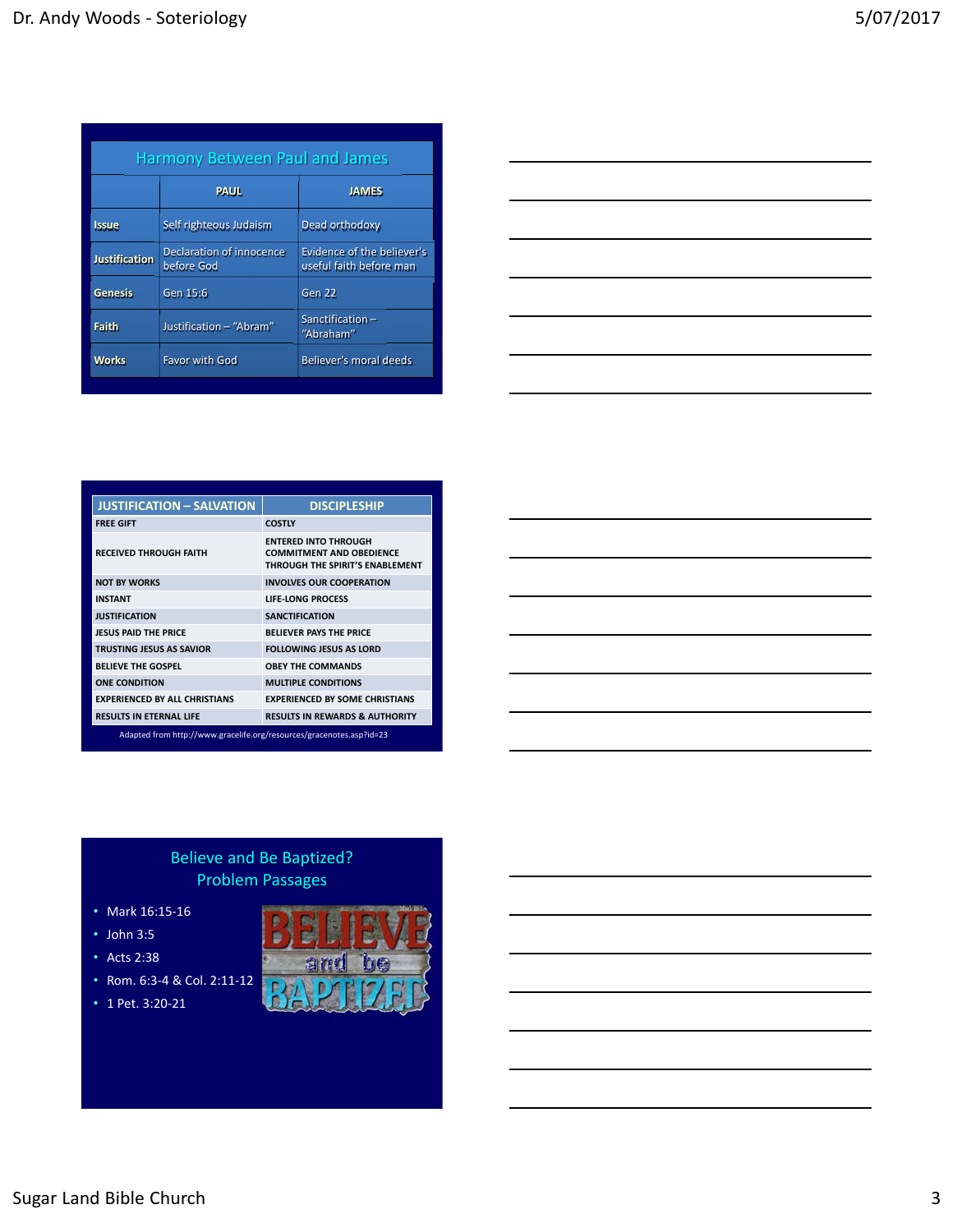## Harmony Between Paul and James

| | PAUL | JAMES |
|---|---|---|
| Issue | Self righteous Judaism | Dead orthodoxy |
| Justification | Declaration of innocence before God | Evidence of the believer's useful faith before man |
| Genesis | Gen 15:6 | Gen 22 |
| Faith | Justification – "Abram" | Sanctification – "Abraham" |
| Works | Favor with God | Believer's moral deeds |

| JUSTIFICATION – SALVATION | DISCIPLESHIP |
|---|---|
| FREE GIFT | COSTLY |
| RECEIVED THROUGH FAITH | ENTERED INTO THROUGH COMMITMENT AND OBEDIENCE THROUGH THE SPIRIT'S ENABLEMENT |
| NOT BY WORKS | INVOLVES OUR COOPERATION |
| INSTANT | LIFE-LONG PROCESS |
| JUSTIFICATION | SANCTIFICATION |
| JESUS PAID THE PRICE | BELIEVER PAYS THE PRICE |
| TRUSTING JESUS AS SAVIOR | FOLLOWING JESUS AS LORD |
| BELIEVE THE GOSPEL | OBEY THE COMMANDS |
| ONE CONDITION | MULTIPLE CONDITIONS |
| EXPERIENCED BY ALL CHRISTIANS | EXPERIENCED BY SOME CHRISTIANS |
| RESULTS IN ETERNAL LIFE | RESULTS IN REWARDS & AUTHORITY |

Adapted from http://www.gracelife.org/resources/gracenotes.asp?id=23

## Believe and Be Baptized? Problem Passages

- Mark 16:15-16
- John 3:5
- Acts 2:38
- Rom. 6:3-4 & Col. 2:11-12
- 1 Pet. 3:20-21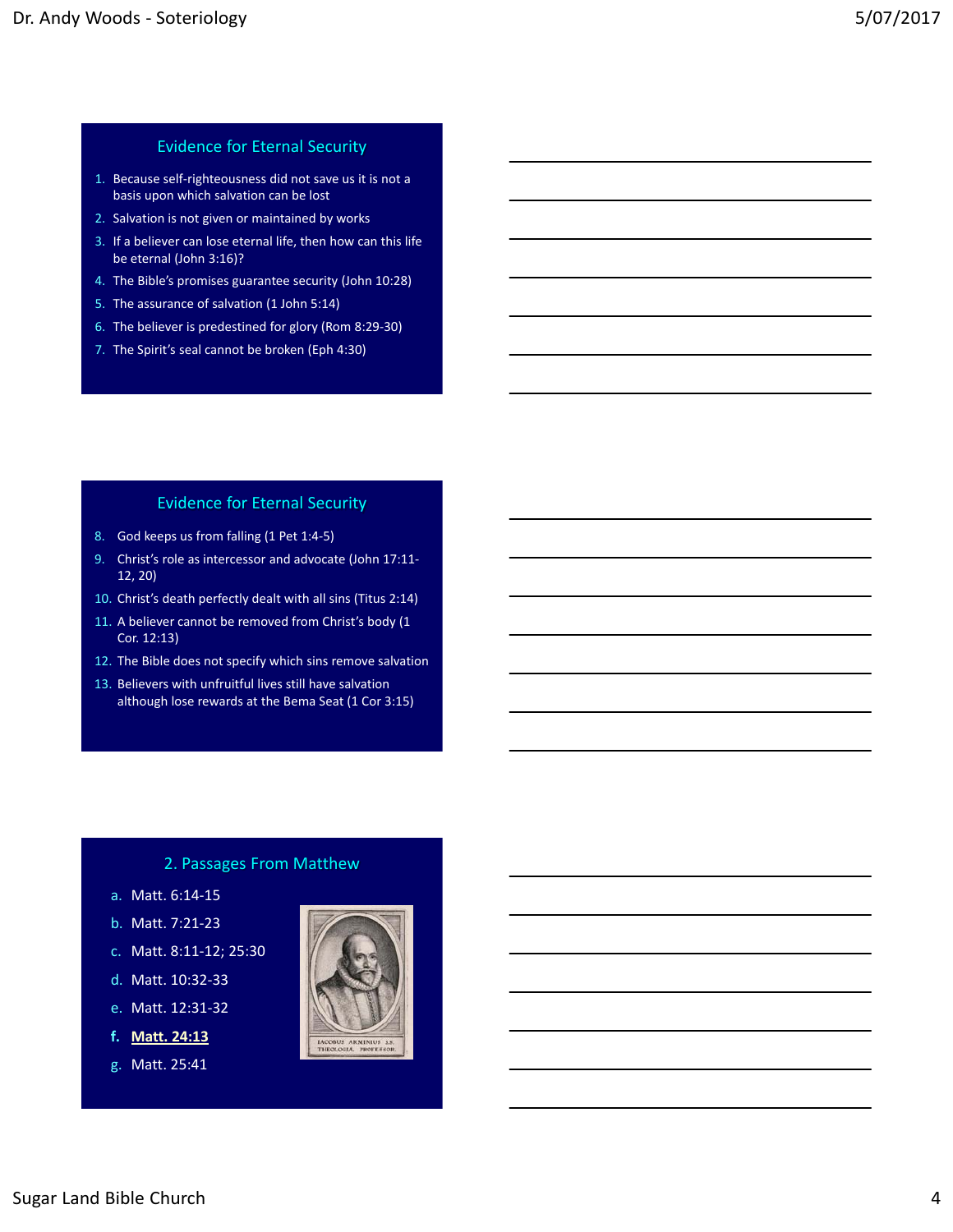## Evidence for Eternal Security

1. Because self-righteousness did not save us it is not a basis upon which salvation can be lost
2. Salvation is not given or maintained by works
3. If a believer can lose eternal life, then how can this life be eternal (John 3:16)?
4. The Bible's promises guarantee security (John 10:28)
5. The assurance of salvation (1 John 5:14)
6. The believer is predestined for glory (Rom 8:29-30)
7. The Spirit's seal cannot be broken (Eph 4:30)

## Evidence for Eternal Security

8. God keeps us from falling (1 Pet 1:4-5)
9. Christ's role as intercessor and advocate (John 17:11-12, 20)
10. Christ's death perfectly dealt with all sins (Titus 2:14)
11. A believer cannot be removed from Christ's body (1 Cor. 12:13)
12. The Bible does not specify which sins remove salvation
13. Believers with unfruitful lives still have salvation although lose rewards at the Bema Seat (1 Cor 3:15)

## 2. Passages From Matthew

a. Matt. 6:14-15
b. Matt. 7:21-23
c. Matt. 8:11-12; 25:30
d. Matt. 10:32-33
e. Matt. 12:31-32
f. **Matt. 24:13**
g. Matt. 25:41

IACOBUS ARMINIUS S.S. THEOLOGIÆ PROFESSOR.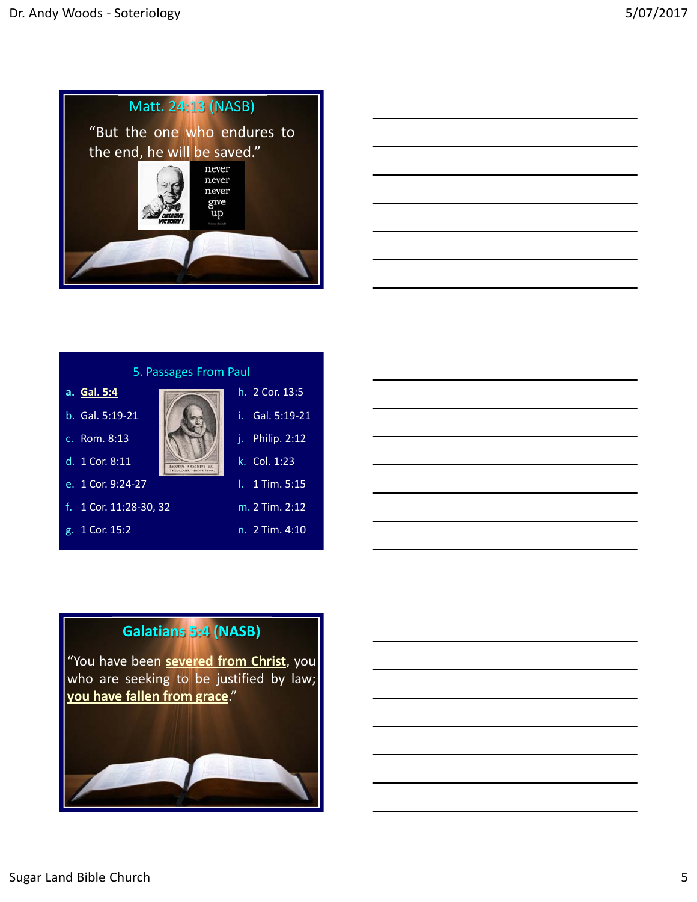## Matt. 24:13 (NASB)

"But the one who endures to the end, he will be saved."

## 5. Passages From Paul

a. **Gal. 5:4**
b. Gal. 5:19-21
c. Rom. 8:13
d. 1 Cor. 8:11
e. 1 Cor. 9:24-27
f. 1 Cor. 11:28-30, 32
g. 1 Cor. 15:2
h. 2 Cor. 13:5
i. Gal. 5:19-21
j. Philip. 2:12
k. Col. 1:23
l. 1 Tim. 5:15
m. 2 Tim. 2:12
n. 2 Tim. 4:10

## Galatians 5:4 (NASB)

"You have been **severed from Christ**, you who are seeking to be justified by law; **you have fallen from grace**."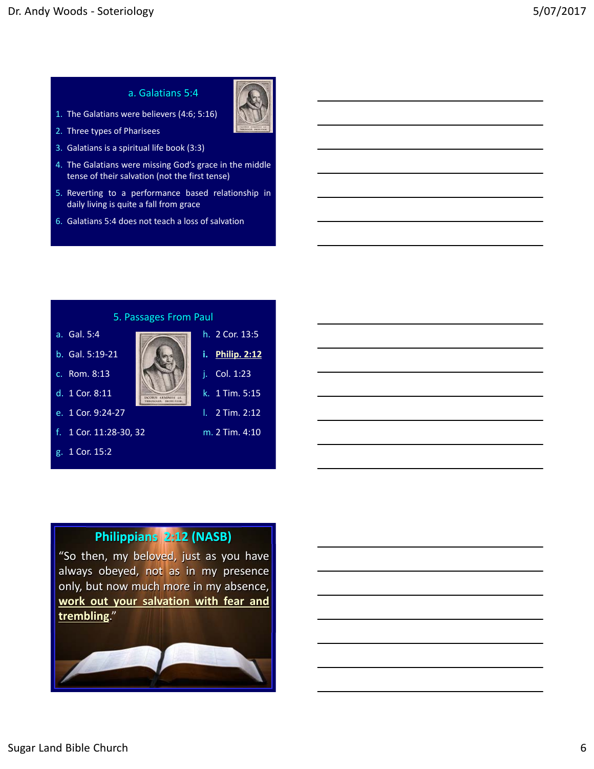## a. Galatians 5:4

1. The Galatians were believers (4:6; 5:16)
2. Three types of Pharisees
3. Galatians is a spiritual life book (3:3)
4. The Galatians were missing God's grace in the middle tense of their salvation (not the first tense)
5. Reverting to a performance based relationship in daily living is quite a fall from grace
6. Galatians 5:4 does not teach a loss of salvation

## 5. Passages From Paul

a. Gal. 5:4
b. Gal. 5:19-21
c. Rom. 8:13
d. 1 Cor. 8:11
e. 1 Cor. 9:24-27
f. 1 Cor. 11:28-30, 32
g. 1 Cor. 15:2
h. 2 Cor. 13:5
**i. Philip. 2:12**
j. Col. 1:23
k. 1 Tim. 5:15
l. 2 Tim. 2:12
m. 2 Tim. 4:10

## Philippians 2:12 (NASB)

"So then, my beloved, just as you have always obeyed, not as in my presence only, but now much more in my absence, **work out your salvation with fear and trembling**."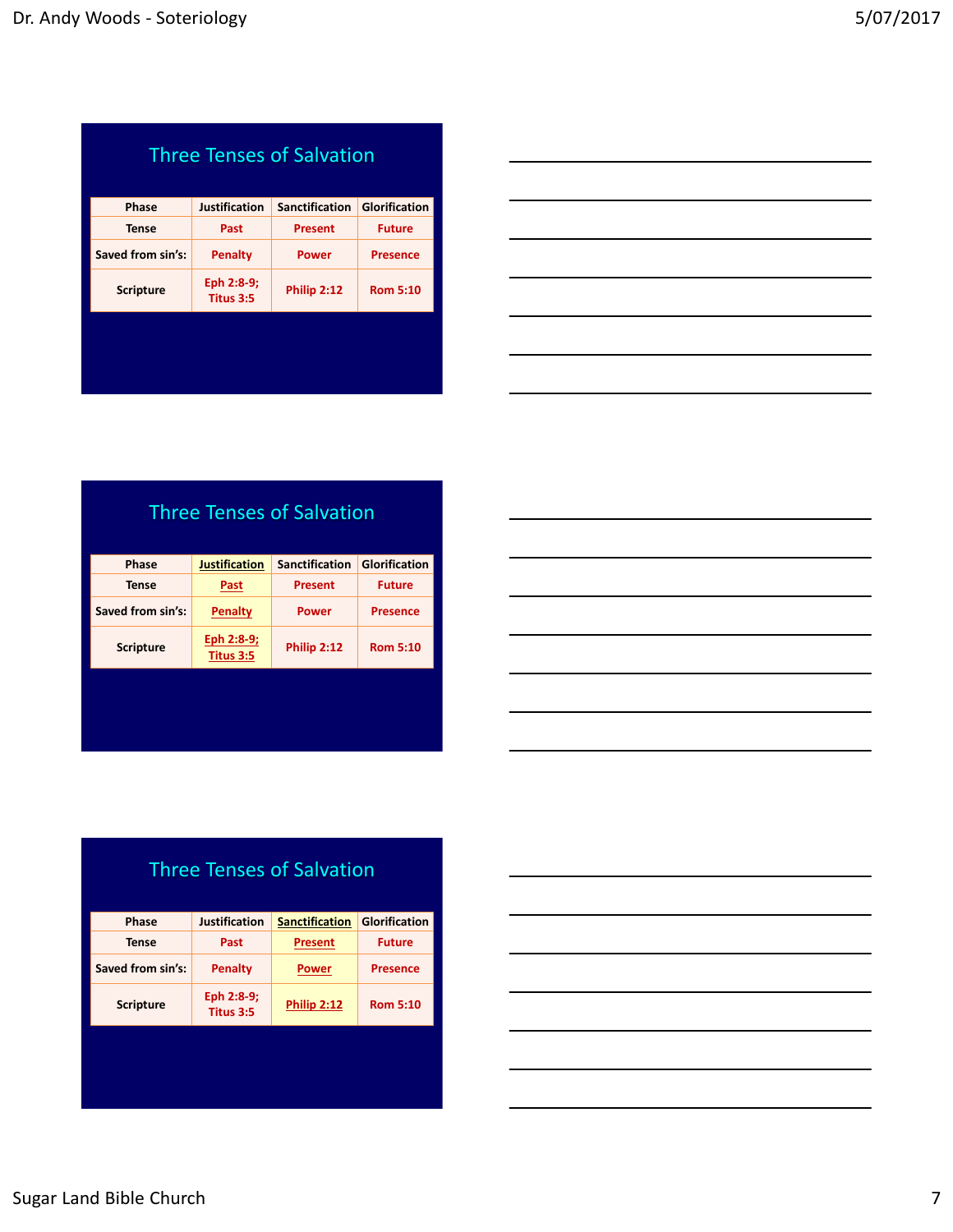## Three Tenses of Salvation

| Phase | Justification | Sanctification | Glorification |
|---|---|---|---|
| Tense | Past | Present | Future |
| Saved from sin's: | Penalty | Power | Presence |
| Scripture | Eph 2:8-9; Titus 3:5 | Philip 2:12 | Rom 5:10 |

## Three Tenses of Salvation

| Phase | Justification | Sanctification | Glorification |
|---|---|---|---|
| Tense | Past | Present | Future |
| Saved from sin's: | Penalty | Power | Presence |
| Scripture | Eph 2:8-9; Titus 3:5 | Philip 2:12 | Rom 5:10 |

## Three Tenses of Salvation

| Phase | Justification | Sanctification | Glorification |
|---|---|---|---|
| Tense | Past | Present | Future |
| Saved from sin's: | Penalty | Power | Presence |
| Scripture | Eph 2:8-9; Titus 3:5 | Philip 2:12 | Rom 5:10 |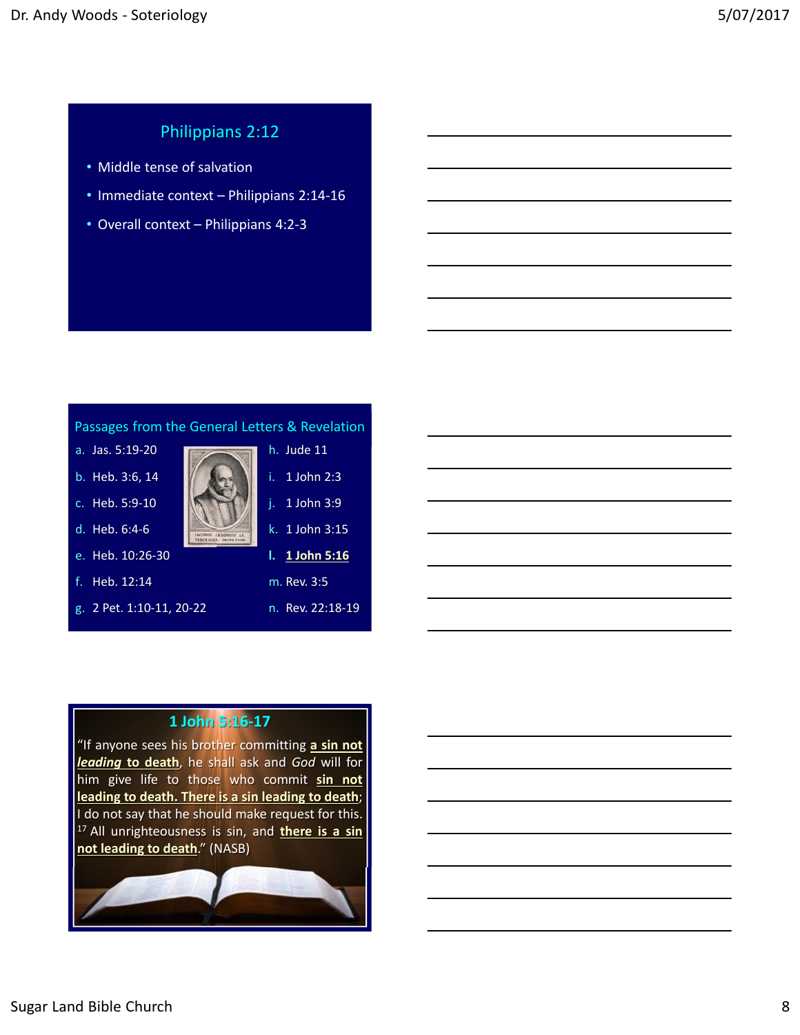## Philippians 2:12

- Middle tense of salvation
- Immediate context – Philippians 2:14-16
- Overall context – Philippians 4:2-3

## Passages from the General Letters & Revelation

a. Jas. 5:19-20
b. Heb. 3:6, 14
c. Heb. 5:9-10
d. Heb. 6:4-6
e. Heb. 10:26-30
f. Heb. 12:14
g. 2 Pet. 1:10-11, 20-22
h. Jude 11
i. 1 John 2:3
j. 1 John 3:9
k. 1 John 3:15
l. **1 John 5:16**
m. Rev. 3:5
n. Rev. 22:18-19

## 1 John 5:16-17

"If anyone sees his brother committing **a sin not *leading* to death**, he shall ask and *God* will for him give life to those who commit **sin not leading to death. There is a sin leading to death**; I do not say that he should make request for this. [17] All unrighteousness is sin, and **there is a sin not leading to death**." (NASB)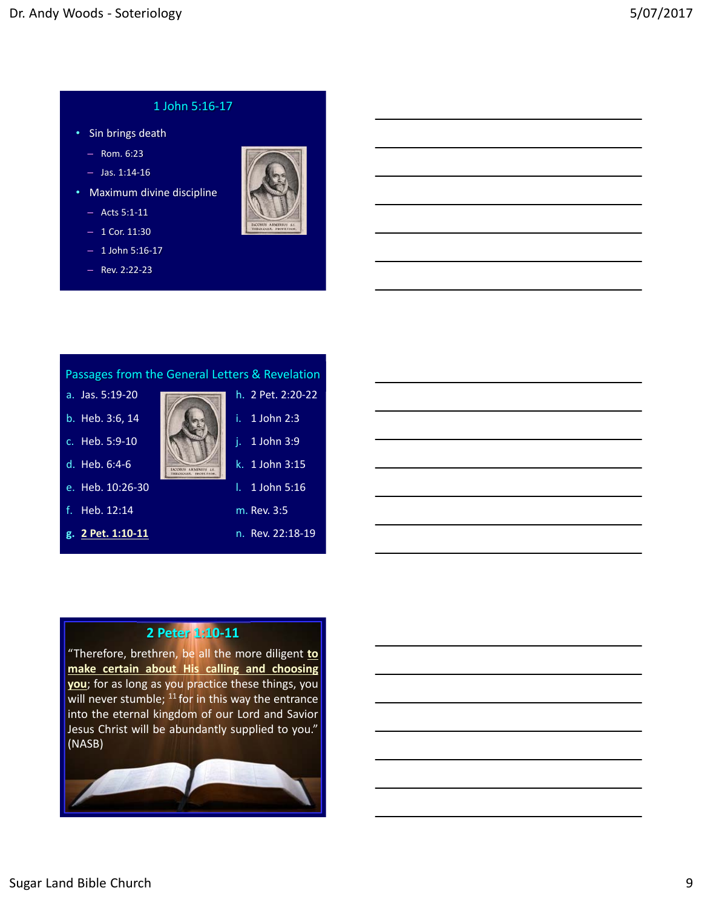## 1 John 5:16-17

- Sin brings death
  - Rom. 6:23
  - Jas. 1:14-16
- Maximum divine discipline
  - Acts 5:1-11
  - 1 Cor. 11:30
  - 1 John 5:16-17
  - Rev. 2:22-23

## Passages from the General Letters & Revelation

a. Jas. 5:19-20
b. Heb. 3:6, 14
c. Heb. 5:9-10
d. Heb. 6:4-6
e. Heb. 10:26-30
f. Heb. 12:14
**g. 2 Pet. 1:10-11**
h. 2 Pet. 2:20-22
i. 1 John 2:3
j. 1 John 3:9
k. 1 John 3:15
l. 1 John 5:16
m. Rev. 3:5
n. Rev. 22:18-19

## 2 Peter 1:10-11

"Therefore, brethren, be all the more diligent **to make certain about His calling and choosing you**; for as long as you practice these things, you will never stumble; [11] for in this way the entrance into the eternal kingdom of our Lord and Savior Jesus Christ will be abundantly supplied to you." (NASB)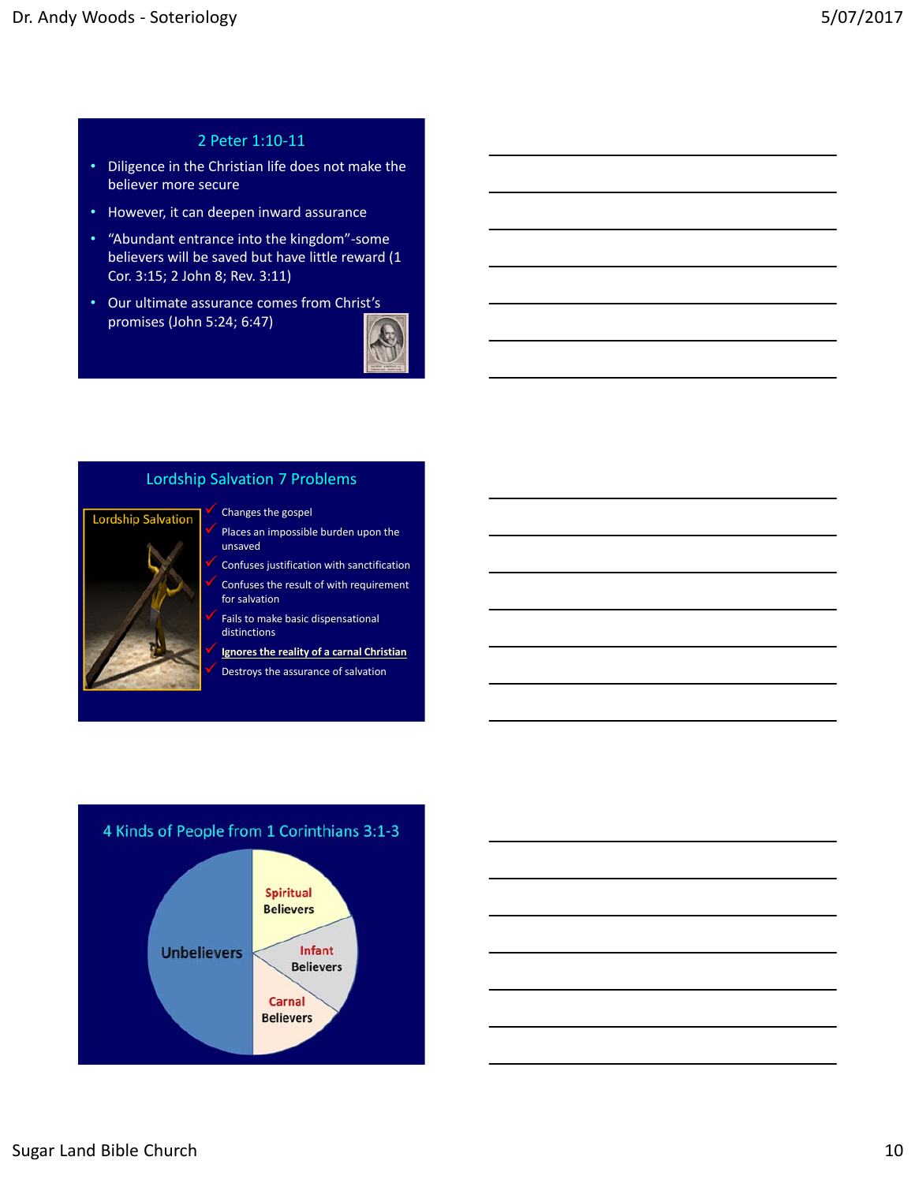## 2 Peter 1:10-11

- Diligence in the Christian life does not make the believer more secure
- However, it can deepen inward assurance
- "Abundant entrance into the kingdom"-some believers will be saved but have little reward (1 Cor. 3:15; 2 John 8; Rev. 3:11)
- Our ultimate assurance comes from Christ's promises (John 5:24; 6:47)

## Lordship Salvation 7 Problems

Lordship Salvation

- ✓ Changes the gospel
- ✓ Places an impossible burden upon the unsaved
- ✓ Confuses justification with sanctification
- ✓ Confuses the result of with requirement for salvation
- ✓ Fails to make basic dispensational distinctions
- ✓ **Ignores the reality of a carnal Christian**
- ✓ Destroys the assurance of salvation

## 4 Kinds of People from 1 Corinthians 3:1-3

- Unbelievers
- Spiritual Believers
- Infant Believers
- Carnal Believers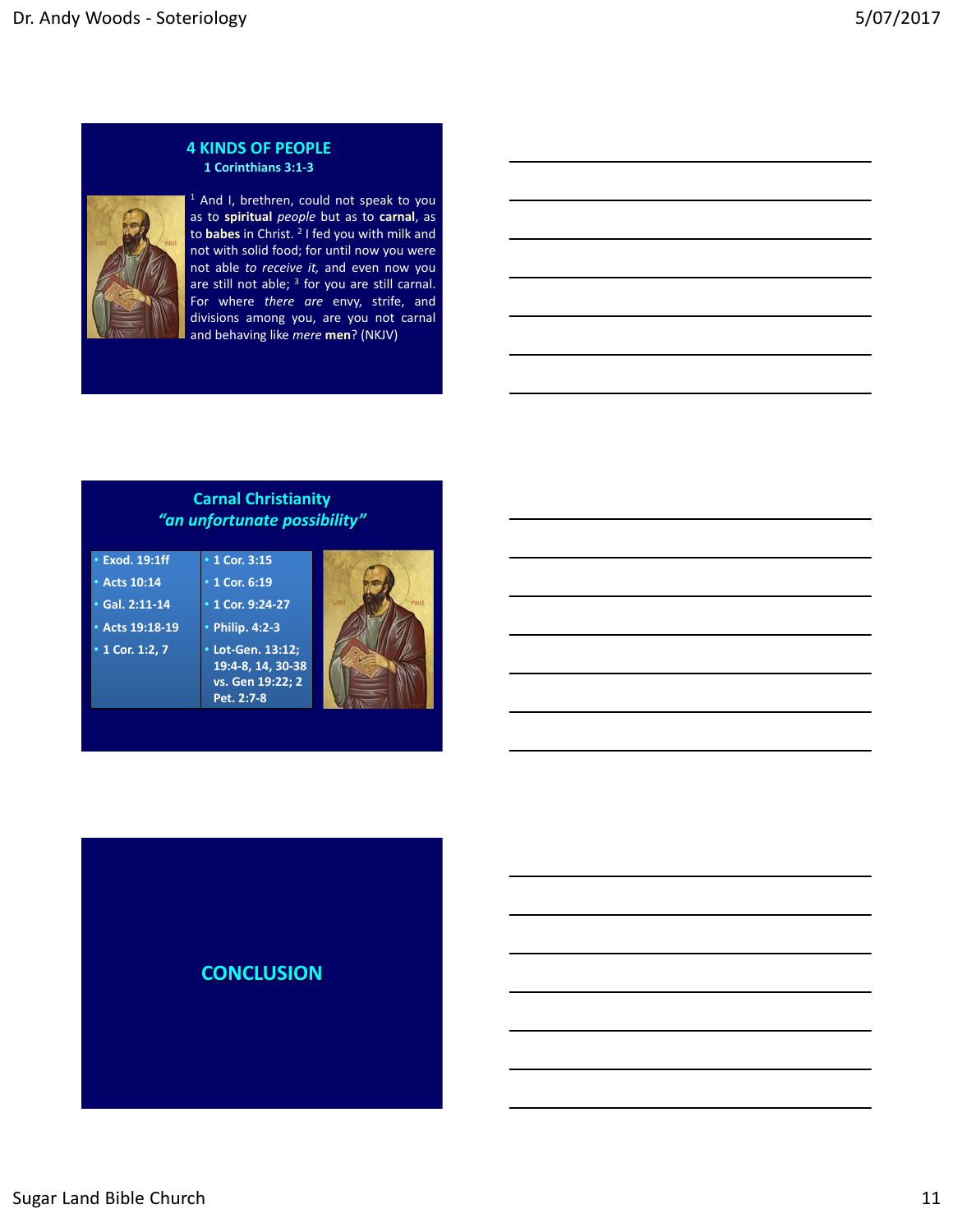## 4 KINDS OF PEOPLE

**1 Corinthians 3:1-3**

[1] And I, brethren, could not speak to you as to **spiritual** *people* but as to **carnal**, as to **babes** in Christ. [2] I fed you with milk and not with solid food; for until now you were not able *to receive it,* and even now you are still not able; [3] for you are still carnal. For where *there are* envy, strife, and divisions among you, are you not carnal and behaving like *mere* **men**? (NKJV)

## Carnal Christianity

### *"an unfortunate possibility"*

- Exod. 19:1ff
- Acts 10:14
- Gal. 2:11-14
- Acts 19:18-19
- 1 Cor. 1:2, 7
- 1 Cor. 3:15
- 1 Cor. 6:19
- 1 Cor. 9:24-27
- Philip. 4:2-3
- Lot-Gen. 13:12; 19:4-8, 14, 30-38 vs. Gen 19:22; 2 Pet. 2:7-8

## CONCLUSION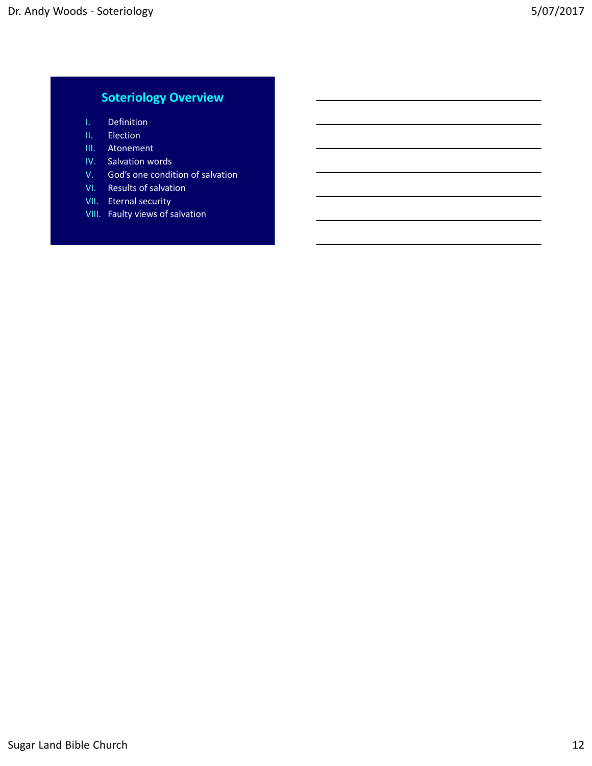## Soteriology Overview

I. Definition
II. Election
III. Atonement
IV. Salvation words
V. God's one condition of salvation
VI. Results of salvation
VII. Eternal security
VIII. Faulty views of salvation